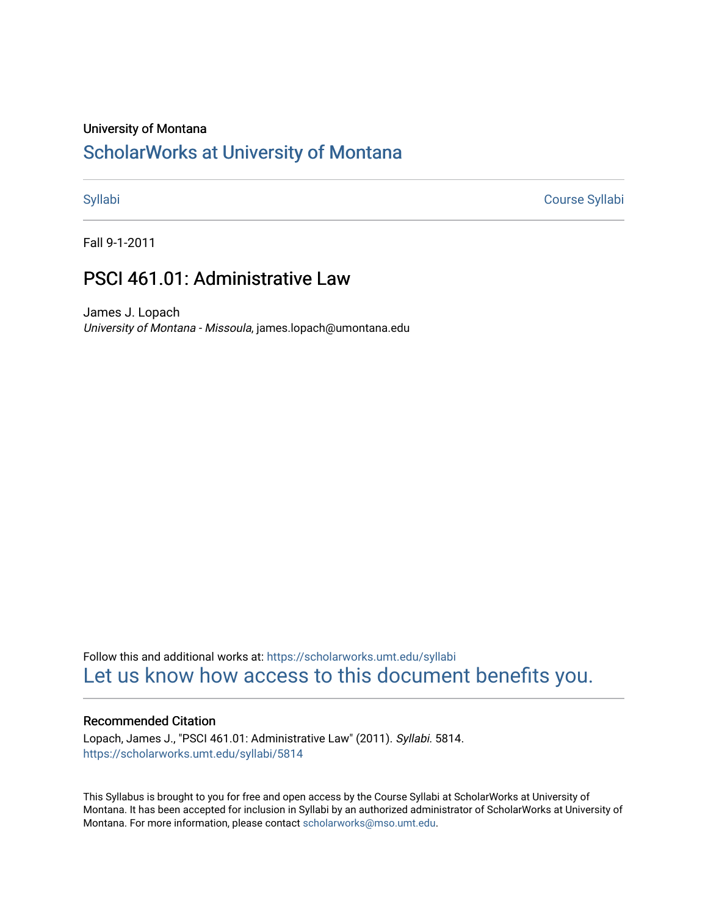University of Montana

# ScholarWorks at University of Montana

Syllabi | Course Syllabi

Fall 9-1-2011

## PSCI 461.01: Administrative Law

James J. Lopach

*University of Montana - Missoula*, james.lopach@umontana.edu

Follow this and additional works at: https://scholarworks.umt.edu/syllabi

Let us know how access to this document benefits you.

### Recommended Citation

Lopach, James J., "PSCI 461.01: Administrative Law" (2011). *Syllabi*. 5814.
https://scholarworks.umt.edu/syllabi/5814

This Syllabus is brought to you for free and open access by the Course Syllabi at ScholarWorks at University of Montana. It has been accepted for inclusion in Syllabi by an authorized administrator of ScholarWorks at University of Montana. For more information, please contact scholarworks@mso.umt.edu.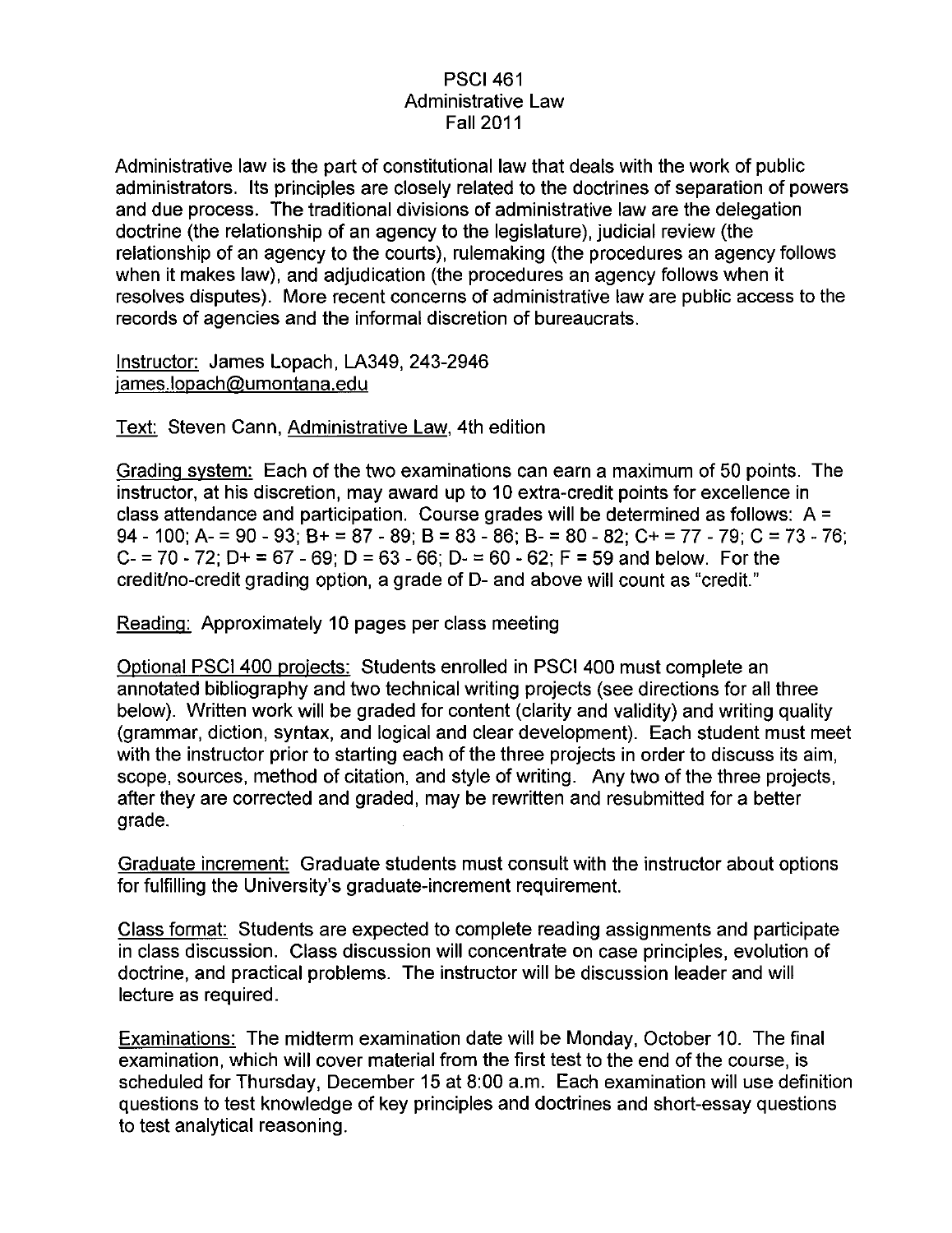# PSCI 461
## Administrative Law
### Fall 2011

Administrative law is the part of constitutional law that deals with the work of public administrators. Its principles are closely related to the doctrines of separation of powers and due process. The traditional divisions of administrative law are the delegation doctrine (the relationship of an agency to the legislature), judicial review (the relationship of an agency to the courts), rulemaking (the procedures an agency follows when it makes law), and adjudication (the procedures an agency follows when it resolves disputes). More recent concerns of administrative law are public access to the records of agencies and the informal discretion of bureaucrats.

Instructor: James Lopach, LA349, 243-2946
james.lopach@umontana.edu

Text: Steven Cann, Administrative Law, 4th edition

Grading system: Each of the two examinations can earn a maximum of 50 points. The instructor, at his discretion, may award up to 10 extra-credit points for excellence in class attendance and participation. Course grades will be determined as follows: A = 94 - 100; A- = 90 - 93; B+ = 87 - 89; B = 83 - 86; B- = 80 - 82; C+ = 77 - 79; C = 73 - 76; C- = 70 - 72; D+ = 67 - 69; D = 63 - 66; D- = 60 - 62; F = 59 and below. For the credit/no-credit grading option, a grade of D- and above will count as "credit."

Reading: Approximately 10 pages per class meeting

Optional PSCI 400 projects: Students enrolled in PSCI 400 must complete an annotated bibliography and two technical writing projects (see directions for all three below). Written work will be graded for content (clarity and validity) and writing quality (grammar, diction, syntax, and logical and clear development). Each student must meet with the instructor prior to starting each of the three projects in order to discuss its aim, scope, sources, method of citation, and style of writing. Any two of the three projects, after they are corrected and graded, may be rewritten and resubmitted for a better grade.

Graduate increment: Graduate students must consult with the instructor about options for fulfilling the University's graduate-increment requirement.

Class format: Students are expected to complete reading assignments and participate in class discussion. Class discussion will concentrate on case principles, evolution of doctrine, and practical problems. The instructor will be discussion leader and will lecture as required.

Examinations: The midterm examination date will be Monday, October 10. The final examination, which will cover material from the first test to the end of the course, is scheduled for Thursday, December 15 at 8:00 a.m. Each examination will use definition questions to test knowledge of key principles and doctrines and short-essay questions to test analytical reasoning.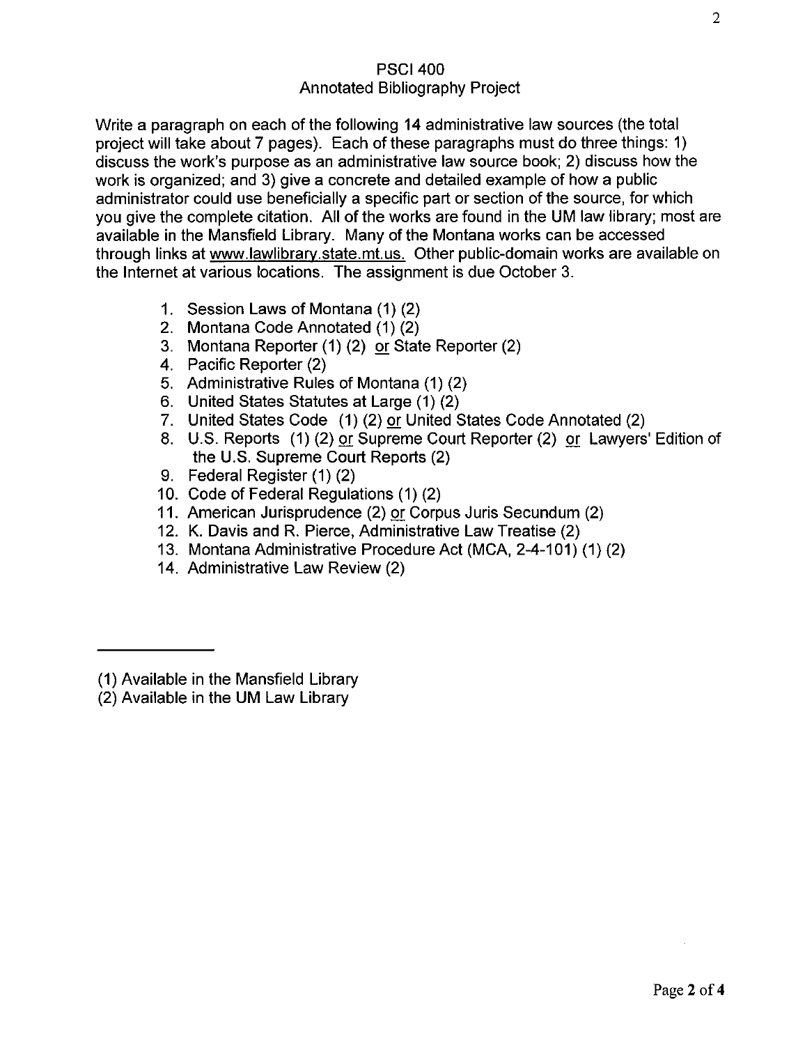# PSCI 400
## Annotated Bibliography Project

Write a paragraph on each of the following **14** administrative law sources (the total project will take about 7 pages). Each of these paragraphs must do three things: 1) discuss the work's purpose as an administrative law source book; 2) discuss how the work is organized; and 3) give a concrete and detailed example of how a public administrator could use beneficially a specific part or section of the source, for which you give the complete citation. All of the works are found in the UM law library; most are available in the Mansfield Library. Many of the Montana works can be accessed through links at www.lawlibrary.state.mt.us. Other public-domain works are available on the Internet at various locations. The assignment is due October 3.

1. Session Laws of Montana (1) (2)
2. Montana Code Annotated (1) (2)
3. Montana Reporter (1) (2) or State Reporter (2)
4. Pacific Reporter (2)
5. Administrative Rules of Montana (1) (2)
6. United States Statutes at Large (1) (2)
7. United States Code (1) (2) or United States Code Annotated (2)
8. U.S. Reports (1) (2) or Supreme Court Reporter (2) or Lawyers' Edition of the U.S. Supreme Court Reports (2)
9. Federal Register (1) (2)
10. Code of Federal Regulations (1) (2)
11. American Jurisprudence (2) or Corpus Juris Secundum (2)
12. K. Davis and R. Pierce, Administrative Law Treatise (2)
13. Montana Administrative Procedure Act (MCA, 2-4-101) (1) (2)
14. Administrative Law Review (2)

---

(1) Available in the Mansfield Library
(2) Available in the UM Law Library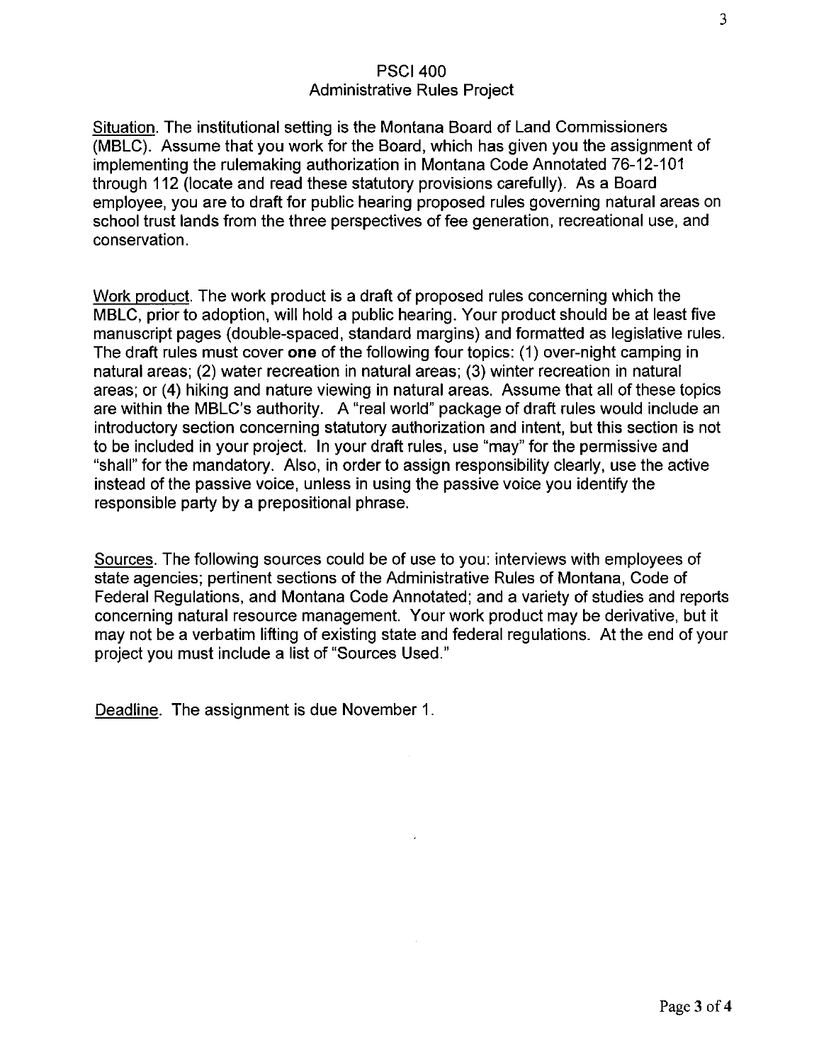# PSCI 400
## Administrative Rules Project

Situation. The institutional setting is the Montana Board of Land Commissioners (MBLC). Assume that you work for the Board, which has given you the assignment of implementing the rulemaking authorization in Montana Code Annotated 76-12-101 through 112 (locate and read these statutory provisions carefully). As a Board employee, you are to draft for public hearing proposed rules governing natural areas on school trust lands from the three perspectives of fee generation, recreational use, and conservation.

Work product. The work product is a draft of proposed rules concerning which the MBLC, prior to adoption, will hold a public hearing. Your product should be at least five manuscript pages (double-spaced, standard margins) and formatted as legislative rules. The draft rules must cover **one** of the following four topics: (1) over-night camping in natural areas; (2) water recreation in natural areas; (3) winter recreation in natural areas; or (**4**) hiking and nature viewing in natural areas. Assume that all of these topics are within the MBLC's authority. A "real world" package of draft rules would include an introductory section concerning statutory authorization and intent, but this section is not to be included in your project. In your draft rules, use "may" for the permissive and "shall" for the mandatory. Also, in order to assign responsibility clearly, use the active instead of the passive voice, unless in using the passive voice you identify the responsible party by a prepositional phrase.

Sources. The following sources could be of use to you: interviews with employees of state agencies; pertinent sections of the Administrative Rules of Montana, Code of Federal Regulations, and Montana Code Annotated; and a variety of studies and reports concerning natural resource management. Your work product may be derivative, but it may not be a verbatim lifting of existing state and federal regulations. At the end of your project you must include a list of "Sources Used."

Deadline. The assignment is due November 1.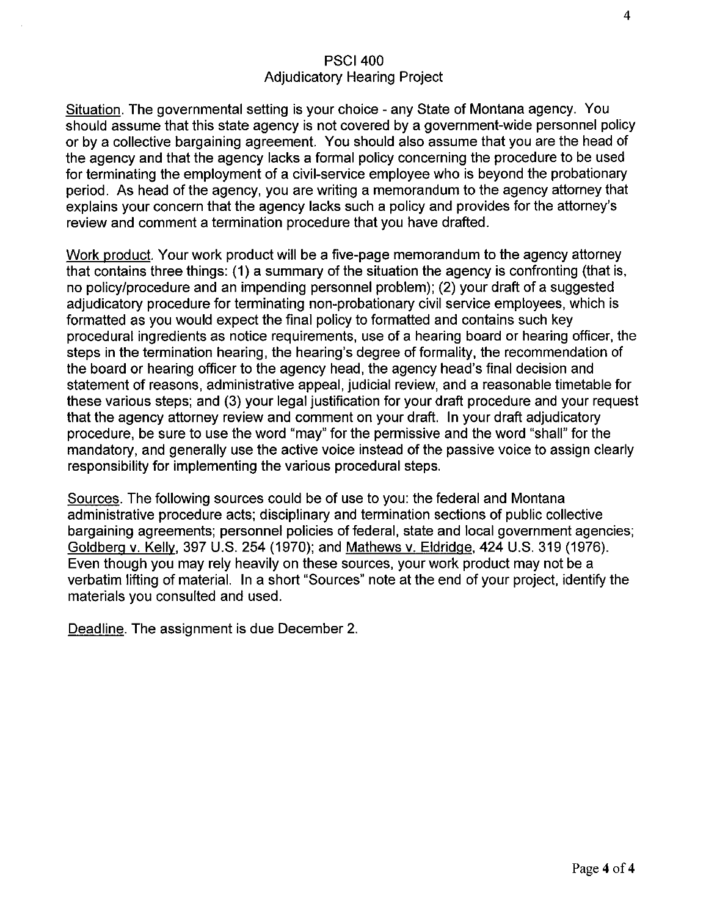# PSCI 400
## Adjudicatory Hearing Project

Situation. The governmental setting is your choice - any State of Montana agency. You should assume that this state agency is not covered by a government-wide personnel policy or by a collective bargaining agreement. You should also assume that you are the head of the agency and that the agency lacks a formal policy concerning the procedure to be used for terminating the employment of a civil-service employee who is beyond the probationary period. As head of the agency, you are writing a memorandum to the agency attorney that explains your concern that the agency lacks such a policy and provides for the attorney's review and comment a termination procedure that you have drafted.

Work product. Your work product will be a five-page memorandum to the agency attorney that contains three things: (1) a summary of the situation the agency is confronting (that is, no policy/procedure and an impending personnel problem); (2) your draft of a suggested adjudicatory procedure for terminating non-probationary civil service employees, which is formatted as you would expect the final policy to formatted and contains such key procedural ingredients as notice requirements, use of a hearing board or hearing officer, the steps in the termination hearing, the hearing's degree of formality, the recommendation of the board or hearing officer to the agency head, the agency head's final decision and statement of reasons, administrative appeal, judicial review, and a reasonable timetable for these various steps; and (3) your legal justification for your draft procedure and your request that the agency attorney review and comment on your draft. In your draft adjudicatory procedure, be sure to use the word "may" for the permissive and the word "shall" for the mandatory, and generally use the active voice instead of the passive voice to assign clearly responsibility for implementing the various procedural steps.

Sources. The following sources could be of use to you: the federal and Montana administrative procedure acts; disciplinary and termination sections of public collective bargaining agreements; personnel policies of federal, state and local government agencies; Goldberg v. Kelly, 397 U.S. 254 (1970); and Mathews v. Eldridge, 424 U.S. 319 (1976). Even though you may rely heavily on these sources, your work product may not be a verbatim lifting of material. In a short "Sources" note at the end of your project, identify the materials you consulted and used.

Deadline. The assignment is due December 2.